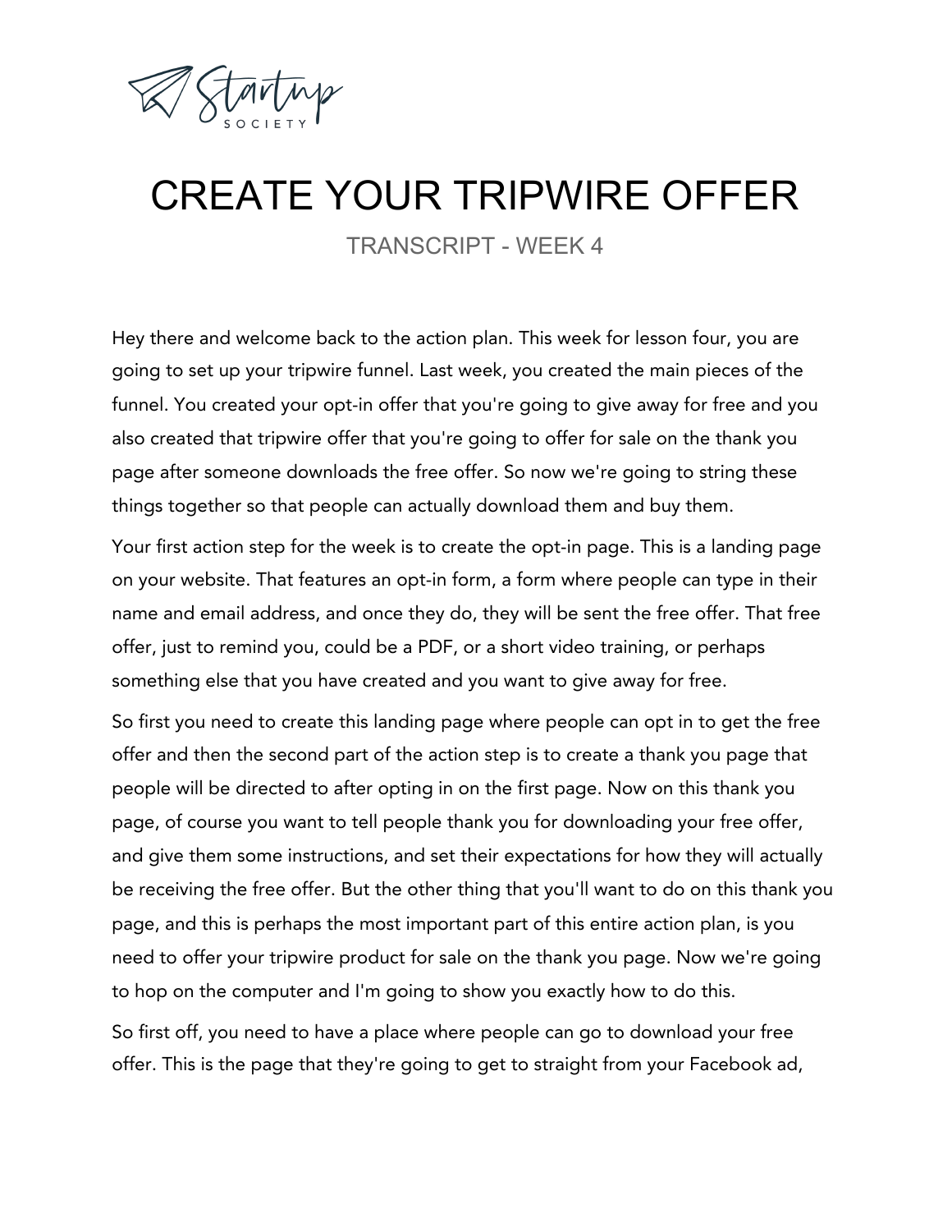# CREATE YOUR TRIPWIRE OFFER

TRANSCRIPT - WEEK 4

Hey there and welcome back to the action plan. This week for lesson four, you are going to set up your tripwire funnel. Last week, you created the main pieces of the funnel. You created your opt-in offer that you're going to give away for free and you also created that tripwire offer that you're going to offer for sale on the thank you page after someone downloads the free offer. So now we're going to string these things together so that people can actually download them and buy them.

Your first action step for the week is to create the opt-in page. This is a landing page on your website. That features an opt-in form, a form where people can type in their name and email address, and once they do, they will be sent the free offer. That free offer, just to remind you, could be a PDF, or a short video training, or perhaps something else that you have created and you want to give away for free.

So first you need to create this landing page where people can opt in to get the free offer and then the second part of the action step is to create a thank you page that people will be directed to after opting in on the first page. Now on this thank you page, of course you want to tell people thank you for downloading your free offer, and give them some instructions, and set their expectations for how they will actually be receiving the free offer. But the other thing that you'll want to do on this thank you page, and this is perhaps the most important part of this entire action plan, is you need to offer your tripwire product for sale on the thank you page. Now we're going to hop on the computer and I'm going to show you exactly how to do this.

So first off, you need to have a place where people can go to download your free offer. This is the page that they're going to get to straight from your Facebook ad,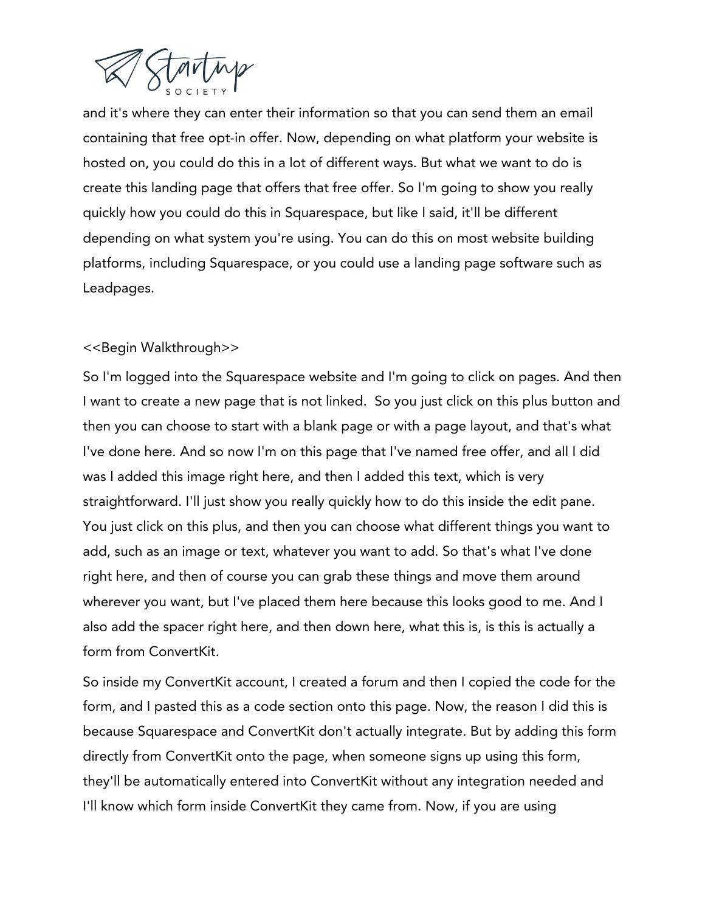and it's where they can enter their information so that you can send them an email containing that free opt-in offer. Now, depending on what platform your website is hosted on, you could do this in a lot of different ways. But what we want to do is create this landing page that offers that free offer. So I'm going to show you really quickly how you could do this in Squarespace, but like I said, it'll be different depending on what system you're using. You can do this on most website building platforms, including Squarespace, or you could use a landing page software such as Leadpages.

<<Begin Walkthrough>>

So I'm logged into the Squarespace website and I'm going to click on pages. And then I want to create a new page that is not linked. So you just click on this plus button and then you can choose to start with a blank page or with a page layout, and that's what I've done here. And so now I'm on this page that I've named free offer, and all I did was I added this image right here, and then I added this text, which is very straightforward. I'll just show you really quickly how to do this inside the edit pane. You just click on this plus, and then you can choose what different things you want to add, such as an image or text, whatever you want to add. So that's what I've done right here, and then of course you can grab these things and move them around wherever you want, but I've placed them here because this looks good to me. And I also add the spacer right here, and then down here, what this is, is this is actually a form from ConvertKit.

So inside my ConvertKit account, I created a forum and then I copied the code for the form, and I pasted this as a code section onto this page. Now, the reason I did this is because Squarespace and ConvertKit don't actually integrate. But by adding this form directly from ConvertKit onto the page, when someone signs up using this form, they'll be automatically entered into ConvertKit without any integration needed and I'll know which form inside ConvertKit they came from. Now, if you are using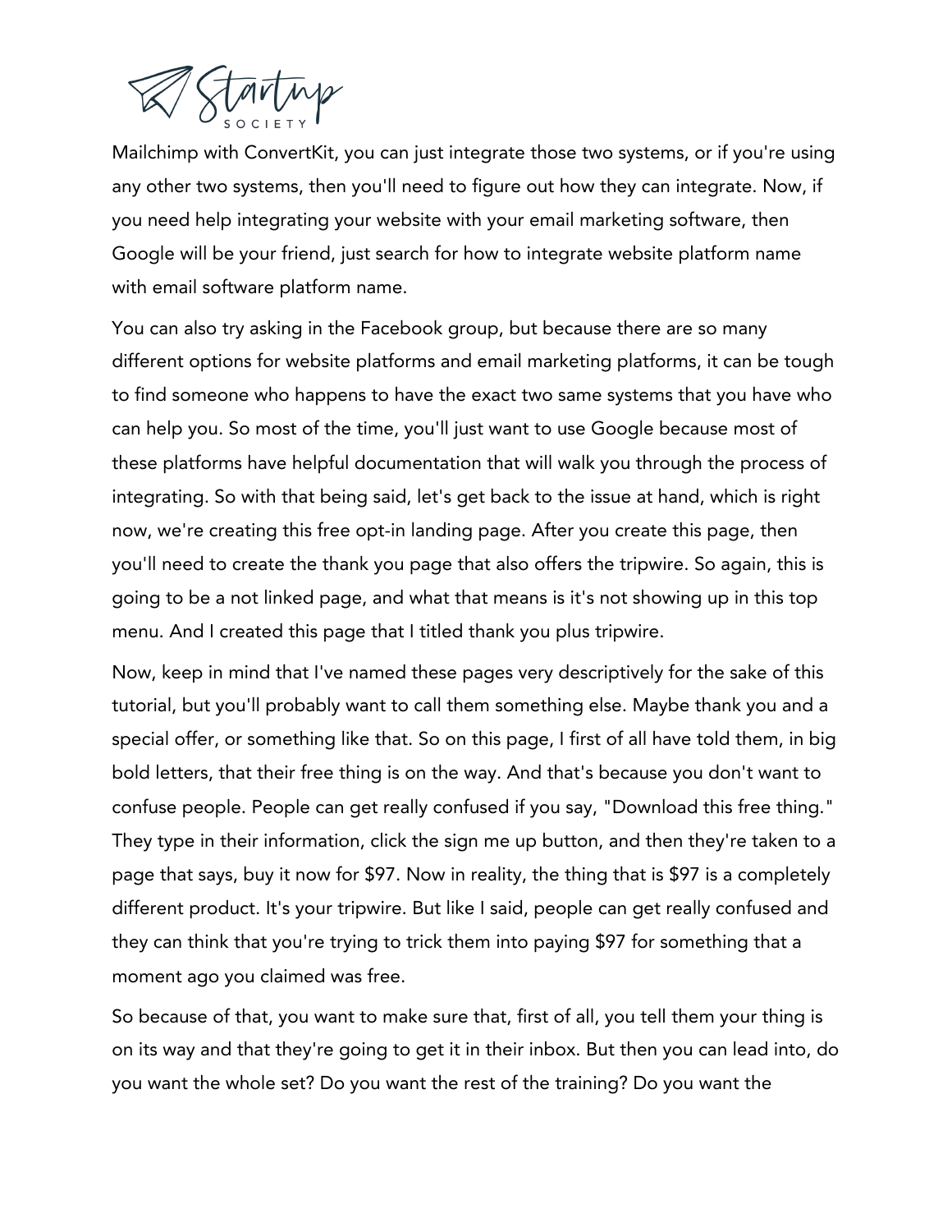Mailchimp with ConvertKit, you can just integrate those two systems, or if you're using any other two systems, then you'll need to figure out how they can integrate. Now, if you need help integrating your website with your email marketing software, then Google will be your friend, just search for how to integrate website platform name with email software platform name.

You can also try asking in the Facebook group, but because there are so many different options for website platforms and email marketing platforms, it can be tough to find someone who happens to have the exact two same systems that you have who can help you. So most of the time, you'll just want to use Google because most of these platforms have helpful documentation that will walk you through the process of integrating. So with that being said, let's get back to the issue at hand, which is right now, we're creating this free opt-in landing page. After you create this page, then you'll need to create the thank you page that also offers the tripwire. So again, this is going to be a not linked page, and what that means is it's not showing up in this top menu. And I created this page that I titled thank you plus tripwire.

Now, keep in mind that I've named these pages very descriptively for the sake of this tutorial, but you'll probably want to call them something else. Maybe thank you and a special offer, or something like that. So on this page, I first of all have told them, in big bold letters, that their free thing is on the way. And that's because you don't want to confuse people. People can get really confused if you say, "Download this free thing." They type in their information, click the sign me up button, and then they're taken to a page that says, buy it now for $97. Now in reality, the thing that is $97 is a completely different product. It's your tripwire. But like I said, people can get really confused and they can think that you're trying to trick them into paying $97 for something that a moment ago you claimed was free.

So because of that, you want to make sure that, first of all, you tell them your thing is on its way and that they're going to get it in their inbox. But then you can lead into, do you want the whole set? Do you want the rest of the training? Do you want the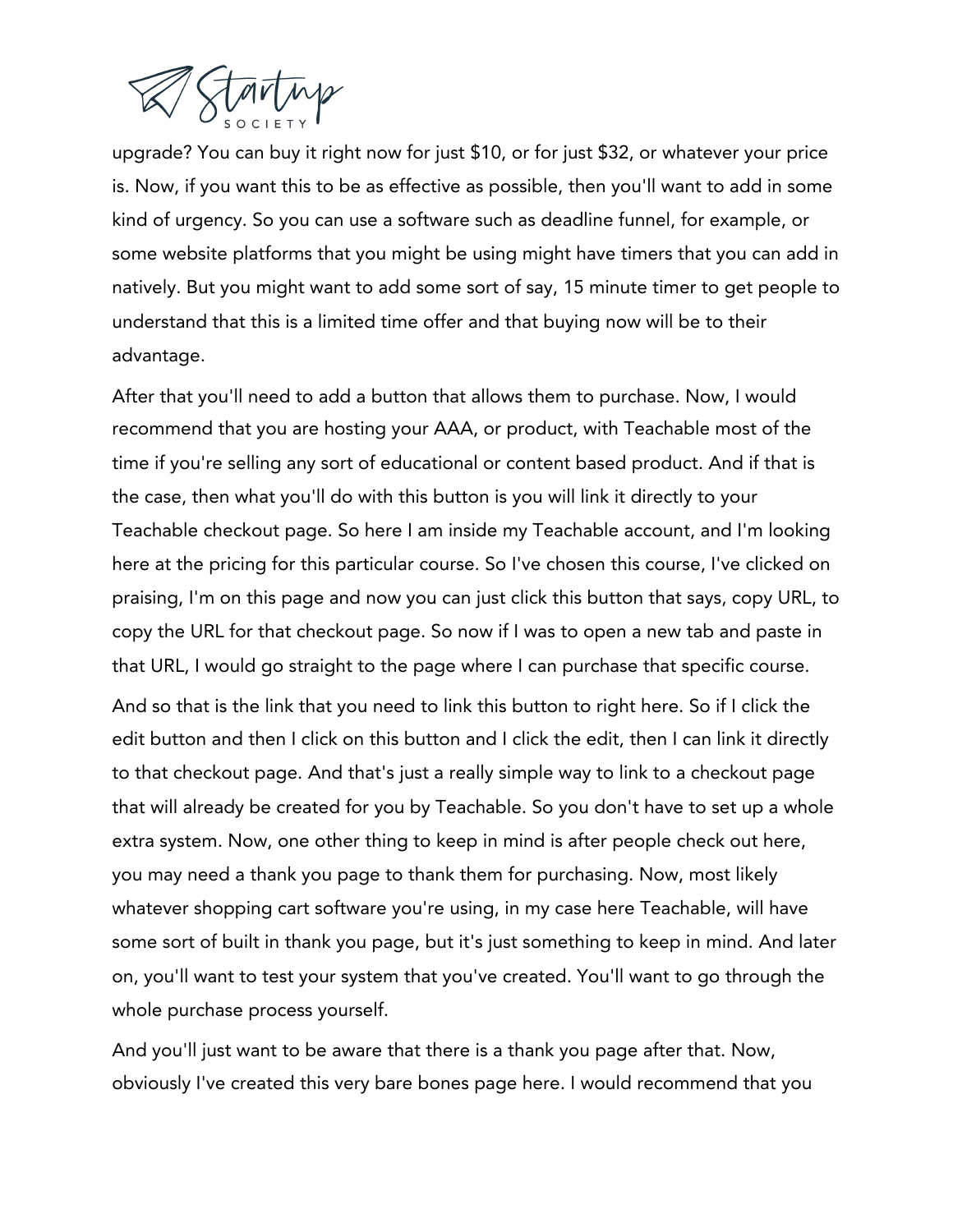upgrade? You can buy it right now for just $10, or for just $32, or whatever your price is. Now, if you want this to be as effective as possible, then you'll want to add in some kind of urgency. So you can use a software such as deadline funnel, for example, or some website platforms that you might be using might have timers that you can add in natively. But you might want to add some sort of say, 15 minute timer to get people to understand that this is a limited time offer and that buying now will be to their advantage.

After that you'll need to add a button that allows them to purchase. Now, I would recommend that you are hosting your AAA, or product, with Teachable most of the time if you're selling any sort of educational or content based product. And if that is the case, then what you'll do with this button is you will link it directly to your Teachable checkout page. So here I am inside my Teachable account, and I'm looking here at the pricing for this particular course. So I've chosen this course, I've clicked on praising, I'm on this page and now you can just click this button that says, copy URL, to copy the URL for that checkout page. So now if I was to open a new tab and paste in that URL, I would go straight to the page where I can purchase that specific course.

And so that is the link that you need to link this button to right here. So if I click the edit button and then I click on this button and I click the edit, then I can link it directly to that checkout page. And that's just a really simple way to link to a checkout page that will already be created for you by Teachable. So you don't have to set up a whole extra system. Now, one other thing to keep in mind is after people check out here, you may need a thank you page to thank them for purchasing. Now, most likely whatever shopping cart software you're using, in my case here Teachable, will have some sort of built in thank you page, but it's just something to keep in mind. And later on, you'll want to test your system that you've created. You'll want to go through the whole purchase process yourself.

And you'll just want to be aware that there is a thank you page after that. Now, obviously I've created this very bare bones page here. I would recommend that you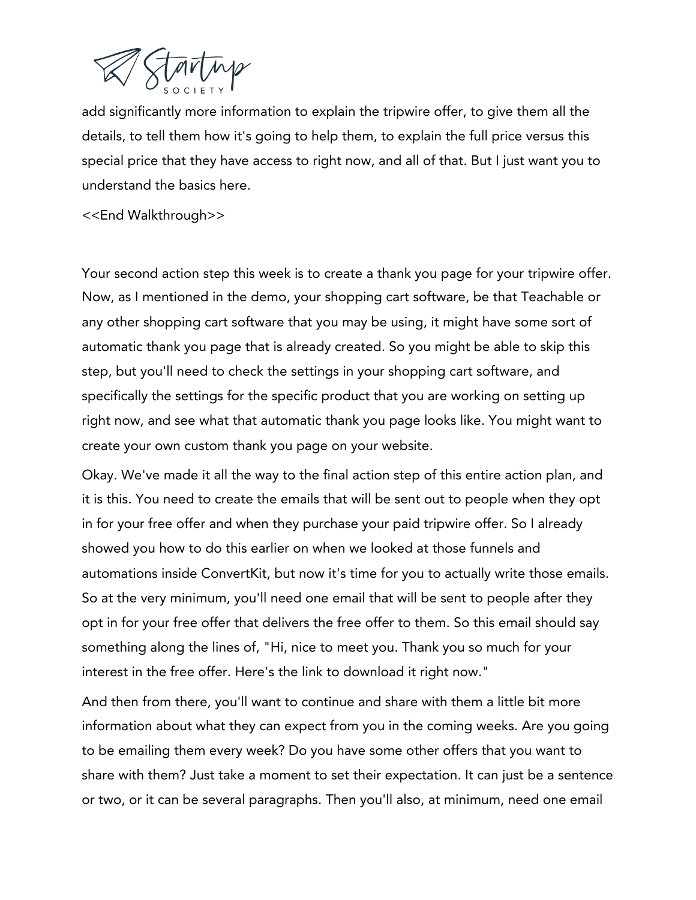add significantly more information to explain the tripwire offer, to give them all the details, to tell them how it's going to help them, to explain the full price versus this special price that they have access to right now, and all of that. But I just want you to understand the basics here.

<<End Walkthrough>>

Your second action step this week is to create a thank you page for your tripwire offer. Now, as I mentioned in the demo, your shopping cart software, be that Teachable or any other shopping cart software that you may be using, it might have some sort of automatic thank you page that is already created. So you might be able to skip this step, but you'll need to check the settings in your shopping cart software, and specifically the settings for the specific product that you are working on setting up right now, and see what that automatic thank you page looks like. You might want to create your own custom thank you page on your website.

Okay. We've made it all the way to the final action step of this entire action plan, and it is this. You need to create the emails that will be sent out to people when they opt in for your free offer and when they purchase your paid tripwire offer. So I already showed you how to do this earlier on when we looked at those funnels and automations inside ConvertKit, but now it's time for you to actually write those emails. So at the very minimum, you'll need one email that will be sent to people after they opt in for your free offer that delivers the free offer to them. So this email should say something along the lines of, "Hi, nice to meet you. Thank you so much for your interest in the free offer. Here's the link to download it right now."

And then from there, you'll want to continue and share with them a little bit more information about what they can expect from you in the coming weeks. Are you going to be emailing them every week? Do you have some other offers that you want to share with them? Just take a moment to set their expectation. It can just be a sentence or two, or it can be several paragraphs. Then you'll also, at minimum, need one email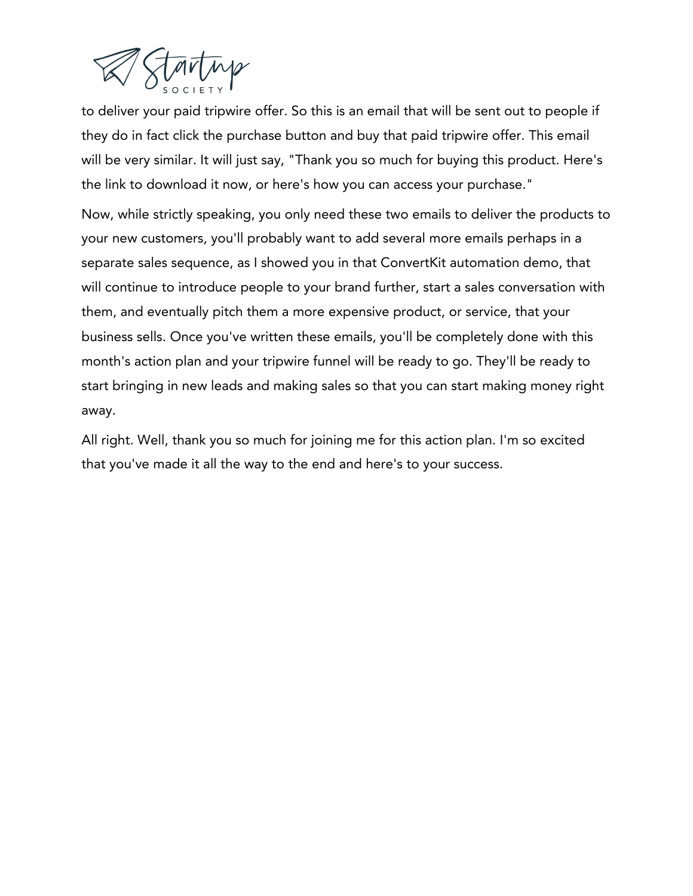to deliver your paid tripwire offer. So this is an email that will be sent out to people if they do in fact click the purchase button and buy that paid tripwire offer. This email will be very similar. It will just say, "Thank you so much for buying this product. Here's the link to download it now, or here's how you can access your purchase."

Now, while strictly speaking, you only need these two emails to deliver the products to your new customers, you'll probably want to add several more emails perhaps in a separate sales sequence, as I showed you in that ConvertKit automation demo, that will continue to introduce people to your brand further, start a sales conversation with them, and eventually pitch them a more expensive product, or service, that your business sells. Once you've written these emails, you'll be completely done with this month's action plan and your tripwire funnel will be ready to go. They'll be ready to start bringing in new leads and making sales so that you can start making money right away.

All right. Well, thank you so much for joining me for this action plan. I'm so excited that you've made it all the way to the end and here's to your success.